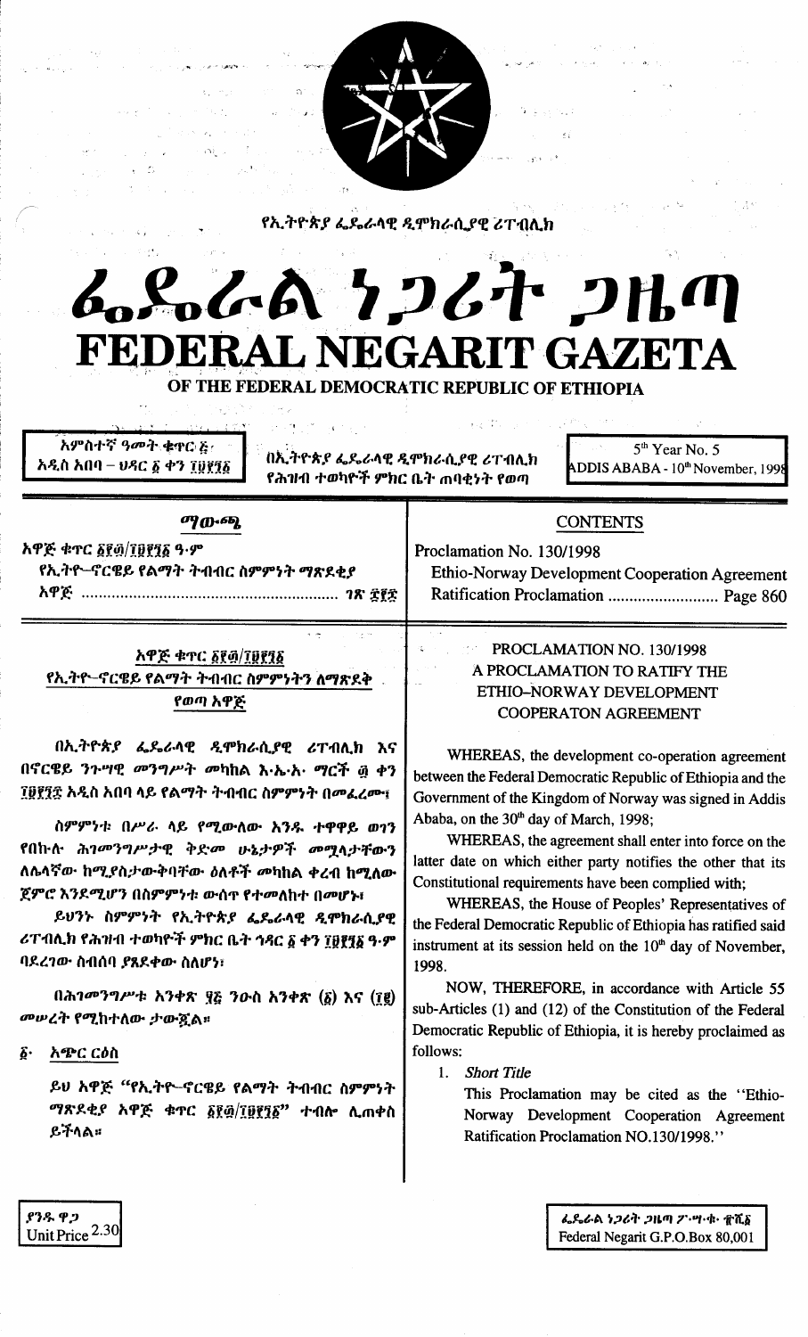የኢትዮጵያ ፌዴራላዊ ዲሞክራሲያዊ ሪፐብሊክ

# ፌደራል ነጋሪት ጋዜጣ
# FEDERAL NEGARIT GAZETA
## OF THE FEDERAL DEMOCRATIC REPUBLIC OF ETHIOPIA

አምስተኛ ዓመት ቁጥር ፭
አዲስ አበባ – ህዳር ፩ ቀን ፲፱፻፺፩

በኢትዮጵያ ፌዴራላዊ ዲሞክራሲያዊ ሪፐብሊክ
የሕዝብ ተወካዮች ምክር ቤት ጠባቂነት የወጣ

5[th] Year No. 5
ADDIS ABABA - 10[th] November, 1998

| ማውጫ | CONTENTS |
|---|---|
| አዋጅ ቁጥር ፩፻፴/፲፱፻፺፩ ዓ.ም<br>የኢትዮ–ኖርዌይ የልማት ትብብር ስምምነት ማጽደቂያ አዋጅ ........................ ገጽ ፰፻፷ | Proclamation No. 130/1998<br>Ethio-Norway Development Cooperation Agreement Ratification Proclamation ........................ Page 860 |

### አዋጅ ቁጥር ፩፻፴/፲፱፻፺፩
### የኢትዮ–ኖርዌይ የልማት ትብብር ስምምነትን ለማጽደቅ የወጣ አዋጅ

በኢትዮጵያ ፌዴራላዊ ዲሞክራሲያዊ ሪፐብሊክ እና በኖርዌይ ንጉሣዊ መንግሥት መካከል እ.ኤ.አ. ማርች ፴ ቀን ፲፱፻፺፰ አዲስ አበባ ላይ የልማት ትብብር ስምምነት በመፈረሙ፣

ስምምነቱ በሥራ ላይ የሚውለው አንዱ ተዋዋይ ወገን የበኩሉ ሕገመንግሥታዊ ትድመ ሁኔታዎች መሟላታቸውን ለሌላኛው ከሚያስታውቅባቸው ዕለቶች መካከል ቀረብ ከሚለው ጀምሮ እንደሚሆን በስምምነቱ ውስጥ የተመለከተ በመሆኑ፣

ይህንኑ ስምምነት የኢትዮጵያ ፌዴራላዊ ዲሞክራሲያዊ ሪፐብሊክ የሕዝብ ተወካዮች ምክር ቤት ኅዳር ፩ ቀን ፲፱፻፺፩ ዓ.ም ባደረገው ስብሰባ ያጸደቀው ስለሆነ፣

በሕገመንግሥቱ አንቀጽ ፶፭ ንዑስ አንቀጽ (፩) እና (፲፪) መሠረት የሚከተለው ታውጇል።

**፩· አጭር ርዕስ**

ይህ አዋጅ "የኢትዮ–ኖርዌይ የልማት ትብብር ስምምነት ማጽደቂያ አዋጅ ቁጥር ፩፻፴/፲፱፻፺፩" ተብሎ ሊጠቀስ ይችላል።

### PROCLAMATION NO. 130/1998
### A PROCLAMATION TO RATIFY THE ETHIO–NORWAY DEVELOPMENT COOPERATON AGREEMENT

WHEREAS, the development co-operation agreement between the Federal Democratic Republic of Ethiopia and the Government of the Kingdom of Norway was signed in Addis Ababa, on the 30[th] day of March, 1998;

WHEREAS, the agreement shall enter into force on the latter date on which either party notifies the other that its Constitutional requirements have been complied with;

WHEREAS, the House of Peoples' Representatives of the Federal Democratic Republic of Ethiopia has ratified said instrument at its session held on the 10[th] day of November, 1998.

NOW, THEREFORE, in accordance with Article 55 sub-Articles (1) and (12) of the Constitution of the Federal Democratic Republic of Ethiopia, it is hereby proclaimed as follows:

1. *Short Title*

   This Proclamation may be cited as the "Ethio-Norway Development Cooperation Agreement Ratification Proclamation NO.130/1998."

ያንዱ ዋጋ
Unit Price 2.30

ፌዴራል ነጋሪት ጋዜጣ ፖ.ሣ.ቁ. ፹ሺ፩
Federal Negarit G.P.O.Box 80,001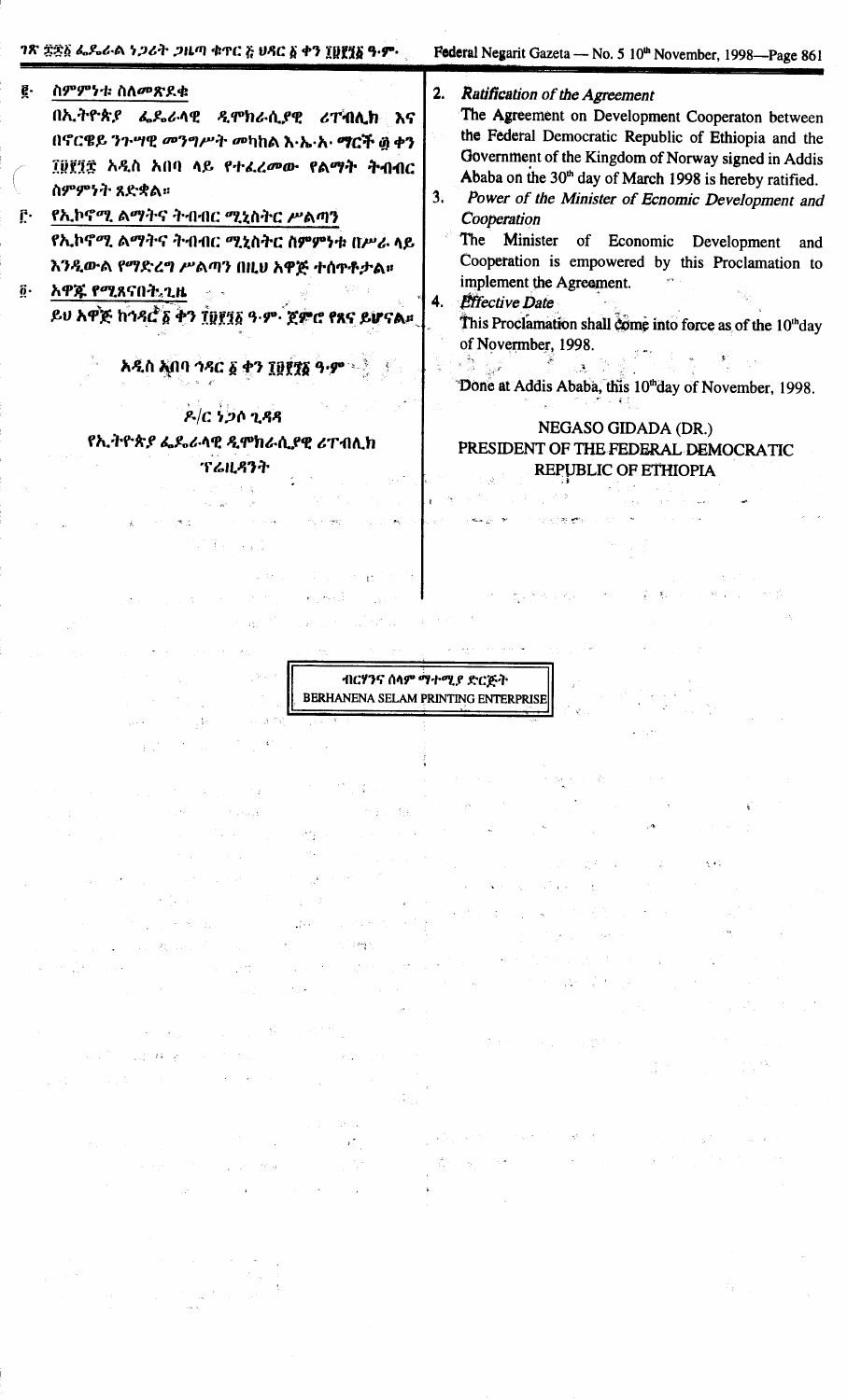፪· ስምምነቱ ስለመጽደቁ

በኢትዮጵያ ፌዴራላዊ ዲሞክራሲያዊ ሪፐብሊክ እና በኖርዌይ ንጉሣዊ መንግሥት መካከል አ·ኢ·አ· ማርች ፴ ቀን ፲፱፻፺፰ አዲስ አበባ ላይ የተፈረመው የልማት ትብብር ስምምነት ጸድቋል።

፫· የኢኮኖሚ ልማትና ትብብር ሚኒስትር ሥልጣን

የኢኮኖሚ ልማትና ትብብር ሚኒስትር ስምምነቱ በሥራ ላይ እንዲውል የማድረግ ሥልጣን በዚህ አዋጅ ተሰጥቶታል።

፬· አዋጁ የሚጸናበት ጊዜ

ይህ አዋጅ ከኅዳር ፩ ቀን ፲፱፻፺፩ ዓ·ም· ጀምሮ የጸና ይሆናል።

አዲስ አበባ ኅዳር ፩ ቀን ፲፱፻፺፩ ዓ·ም

ዶ/ር ነጋሶ ጊዳዳ

የኢትዮጵያ ፌዴራላዊ ዲሞክራሲያዊ ሪፐብሊክ ፕሬዚዳንት

2. *Ratification of the Agreement*

The Agreement on Development Cooperaton between the Federal Democratic Republic of Ethiopia and the Government of the Kingdom of Norway signed in Addis Ababa on the 30th day of March 1998 is hereby ratified.

3. *Power of the Minister of Ecnomic Development and Cooperation*

The Minister of Economic Development and Cooperation is empowered by this Proclamation to implement the Agreement.

4. *Effective Date*

This Proclamation shall come into force as of the 10th day of Novermber, 1998.

Done at Addis Ababa, this 10th day of November, 1998.

NEGASO GIDADA (DR.)
PRESIDENT OF THE FEDERAL DEMOCRATIC REPUBLIC OF ETHIOPIA

ብርሃንና ሰላም ማተሚያ ድርጅት
BERHANENA SELAM PRINTING ENTERPRISE